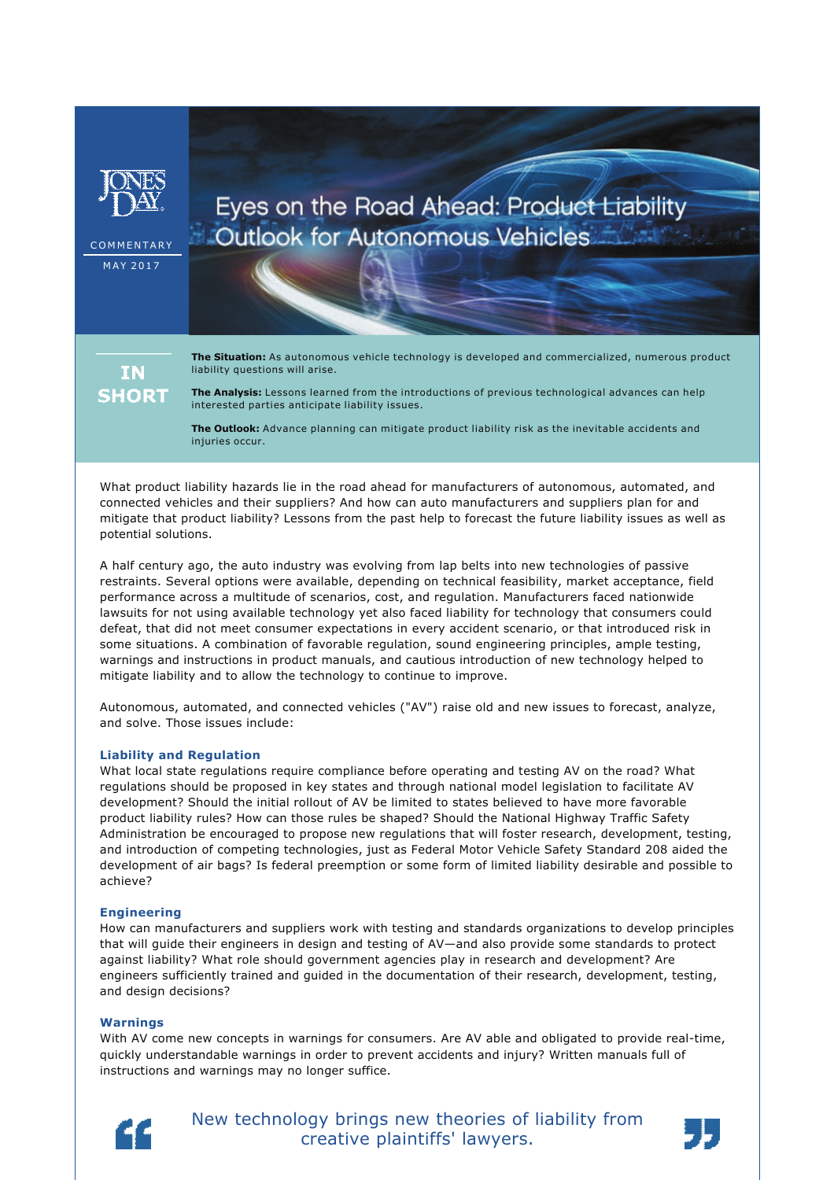JONES DAY

COMMENTARY

MAY 2017

# Eyes on the Road Ahead: Product Liability Outlook for Autonomous Vehicles

**IN SHORT**

**The Situation:** As autonomous vehicle technology is developed and commercialized, numerous product liability questions will arise.

**The Analysis:** Lessons learned from the introductions of previous technological advances can help interested parties anticipate liability issues.

**The Outlook:** Advance planning can mitigate product liability risk as the inevitable accidents and injuries occur.

What product liability hazards lie in the road ahead for manufacturers of autonomous, automated, and connected vehicles and their suppliers? And how can auto manufacturers and suppliers plan for and mitigate that product liability? Lessons from the past help to forecast the future liability issues as well as potential solutions.

A half century ago, the auto industry was evolving from lap belts into new technologies of passive restraints. Several options were available, depending on technical feasibility, market acceptance, field performance across a multitude of scenarios, cost, and regulation. Manufacturers faced nationwide lawsuits for not using available technology yet also faced liability for technology that consumers could defeat, that did not meet consumer expectations in every accident scenario, or that introduced risk in some situations. A combination of favorable regulation, sound engineering principles, ample testing, warnings and instructions in product manuals, and cautious introduction of new technology helped to mitigate liability and to allow the technology to continue to improve.

Autonomous, automated, and connected vehicles ("AV") raise old and new issues to forecast, analyze, and solve. Those issues include:

### Liability and Regulation

What local state regulations require compliance before operating and testing AV on the road? What regulations should be proposed in key states and through national model legislation to facilitate AV development? Should the initial rollout of AV be limited to states believed to have more favorable product liability rules? How can those rules be shaped? Should the National Highway Traffic Safety Administration be encouraged to propose new regulations that will foster research, development, testing, and introduction of competing technologies, just as Federal Motor Vehicle Safety Standard 208 aided the development of air bags? Is federal preemption or some form of limited liability desirable and possible to achieve?

### Engineering

How can manufacturers and suppliers work with testing and standards organizations to develop principles that will guide their engineers in design and testing of AV—and also provide some standards to protect against liability? What role should government agencies play in research and development? Are engineers sufficiently trained and guided in the documentation of their research, development, testing, and design decisions?

### Warnings

With AV come new concepts in warnings for consumers. Are AV able and obligated to provide real-time, quickly understandable warnings in order to prevent accidents and injury? Written manuals full of instructions and warnings may no longer suffice.

> New technology brings new theories of liability from creative plaintiffs' lawyers.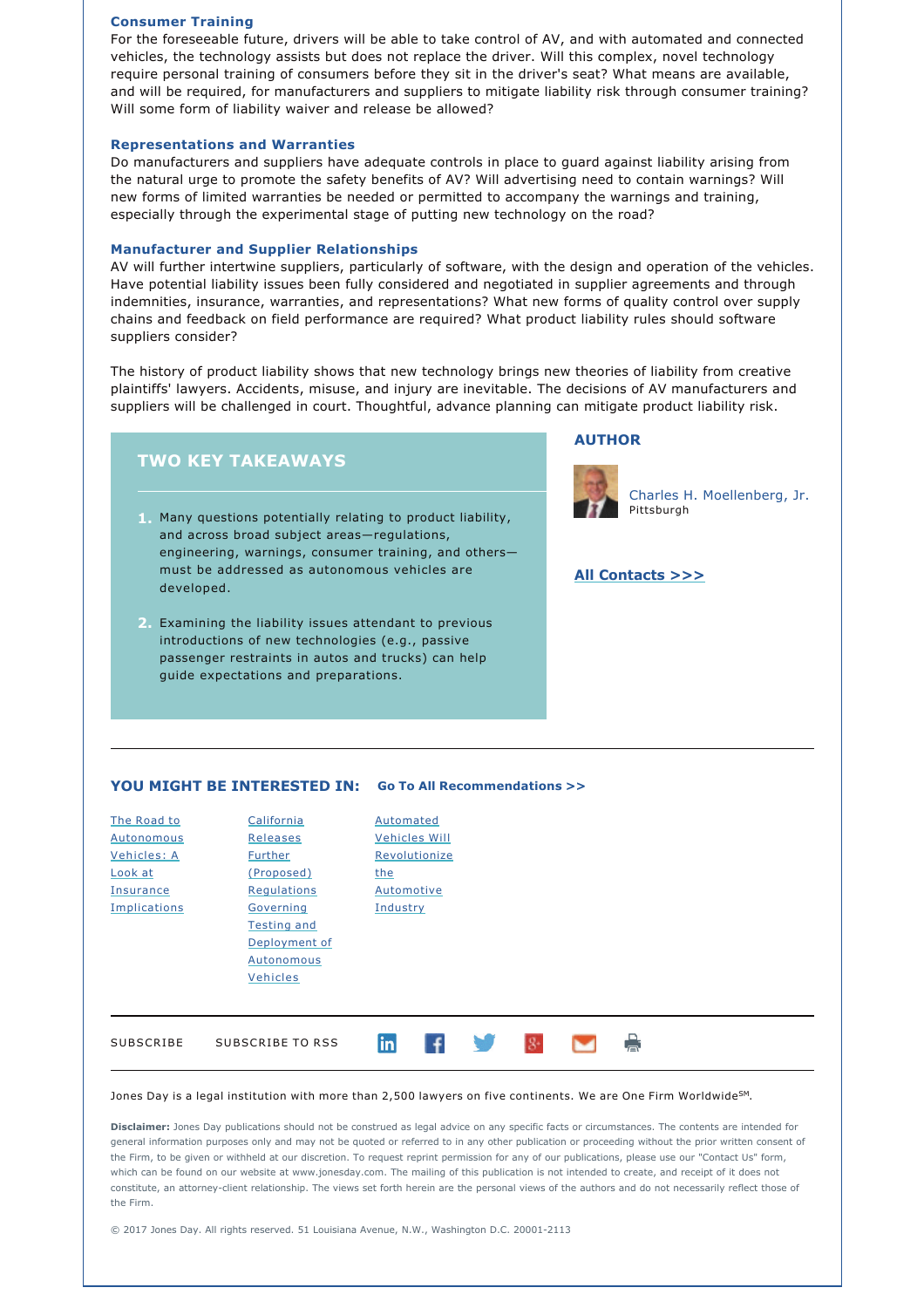### Consumer Training

For the foreseeable future, drivers will be able to take control of AV, and with automated and connected vehicles, the technology assists but does not replace the driver. Will this complex, novel technology require personal training of consumers before they sit in the driver's seat? What means are available, and will be required, for manufacturers and suppliers to mitigate liability risk through consumer training? Will some form of liability waiver and release be allowed?

### Representations and Warranties

Do manufacturers and suppliers have adequate controls in place to guard against liability arising from the natural urge to promote the safety benefits of AV? Will advertising need to contain warnings? Will new forms of limited warranties be needed or permitted to accompany the warnings and training, especially through the experimental stage of putting new technology on the road?

### Manufacturer and Supplier Relationships

AV will further intertwine suppliers, particularly of software, with the design and operation of the vehicles. Have potential liability issues been fully considered and negotiated in supplier agreements and through indemnities, insurance, warranties, and representations? What new forms of quality control over supply chains and feedback on field performance are required? What product liability rules should software suppliers consider?

The history of product liability shows that new technology brings new theories of liability from creative plaintiffs' lawyers. Accidents, misuse, and injury are inevitable. The decisions of AV manufacturers and suppliers will be challenged in court. Thoughtful, advance planning can mitigate product liability risk.

## TWO KEY TAKEAWAYS

1. Many questions potentially relating to product liability, and across broad subject areas—regulations, engineering, warnings, consumer training, and others—must be addressed as autonomous vehicles are developed.
2. Examining the liability issues attendant to previous introductions of new technologies (e.g., passive passenger restraints in autos and trucks) can help guide expectations and preparations.

## AUTHOR

Charles H. Moellenberg, Jr.
Pittsburgh

All Contacts >>>

## YOU MIGHT BE INTERESTED IN: Go To All Recommendations >>

- The Road to Autonomous Vehicles: A Look at Insurance Implications
- California Releases Further (Proposed) Regulations Governing Testing and Deployment of Autonomous Vehicles
- Automated Vehicles Will Revolutionize the Automotive Industry

SUBSCRIBE SUBSCRIBE TO RSS

Jones Day is a legal institution with more than 2,500 lawyers on five continents. We are One Firm Worldwide℠.

**Disclaimer:** Jones Day publications should not be construed as legal advice on any specific facts or circumstances. The contents are intended for general information purposes only and may not be quoted or referred to in any other publication or proceeding without the prior written consent of the Firm, to be given or withheld at our discretion. To request reprint permission for any of our publications, please use our "Contact Us" form, which can be found on our website at www.jonesday.com. The mailing of this publication is not intended to create, and receipt of it does not constitute, an attorney-client relationship. The views set forth herein are the personal views of the authors and do not necessarily reflect those of the Firm.

© 2017 Jones Day. All rights reserved. 51 Louisiana Avenue, N.W., Washington D.C. 20001-2113